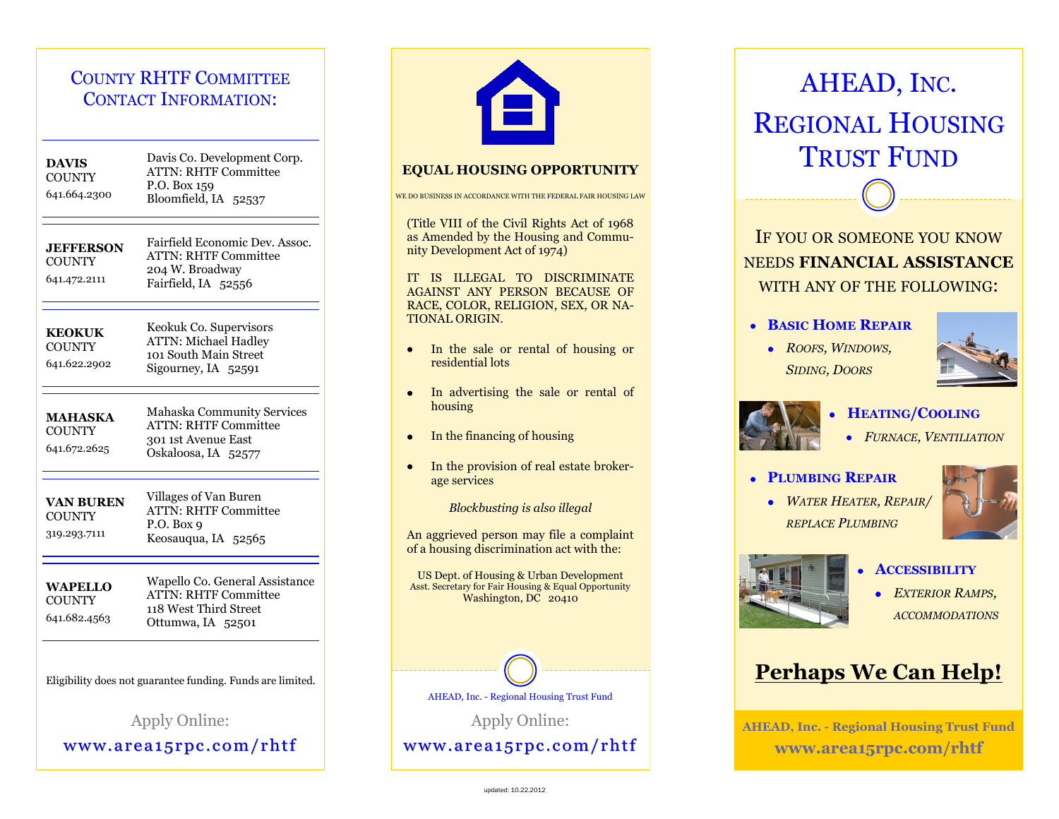## County RHTF Committee Contact Information:

| County | Contact |
|---|---|
| **DAVIS** COUNTY 641.664.2300 | Davis Co. Development Corp. ATTN: RHTF Committee P.O. Box 159 Bloomfield, IA 52537 |
| **JEFFERSON** COUNTY 641.472.2111 | Fairfield Economic Dev. Assoc. ATTN: RHTF Committee 204 W. Broadway Fairfield, IA 52556 |
| **KEOKUK** COUNTY 641.622.2902 | Keokuk Co. Supervisors ATTN: Michael Hadley 101 South Main Street Sigourney, IA 52591 |
| **MAHASKA** COUNTY 641.672.2625 | Mahaska Community Services ATTN: RHTF Committee 301 1st Avenue East Oskaloosa, IA 52577 |
| **VAN BUREN** COUNTY 319.293.7111 | Villages of Van Buren ATTN: RHTF Committee P.O. Box 9 Keosauqua, IA 52565 |
| **WAPELLO** COUNTY 641.682.4563 | Wapello Co. General Assistance ATTN: RHTF Committee 118 West Third Street Ottumwa, IA 52501 |

Eligibility does not guarantee funding. Funds are limited.

Apply Online:
www.area15rpc.com/rhtf

## EQUAL HOUSING OPPORTUNITY

WE DO BUSINESS IN ACCORDANCE WITH THE FEDERAL FAIR HOUSING LAW

(Title VIII of the Civil Rights Act of 1968 as Amended by the Housing and Community Development Act of 1974)

IT IS ILLEGAL TO DISCRIMINATE AGAINST ANY PERSON BECAUSE OF RACE, COLOR, RELIGION, SEX, OR NATIONAL ORIGIN.

- In the sale or rental of housing or residential lots
- In advertising the sale or rental of housing
- In the financing of housing
- In the provision of real estate brokerage services

*Blockbusting is also illegal*

An aggrieved person may file a complaint of a housing discrimination act with the:

US Dept. of Housing & Urban Development
Asst. Secretary for Fair Housing & Equal Opportunity
Washington, DC 20410

AHEAD, Inc. - Regional Housing Trust Fund

Apply Online:
www.area15rpc.com/rhtf

updated: 10.22.2012

# AHEAD, Inc. Regional Housing Trust Fund

If you or someone you know needs **FINANCIAL ASSISTANCE** with any of the following:

- **Basic Home Repair**
  - *Roofs, Windows, Siding, Doors*
- **Heating/Cooling**
  - *Furnace, Ventilation*
- **Plumbing Repair**
  - *Water Heater, Repair/ replace Plumbing*
- **Accessibility**
  - *Exterior Ramps, accommodations*

## Perhaps We Can Help!

**AHEAD, Inc. - Regional Housing Trust Fund**
**www.area15rpc.com/rhtf**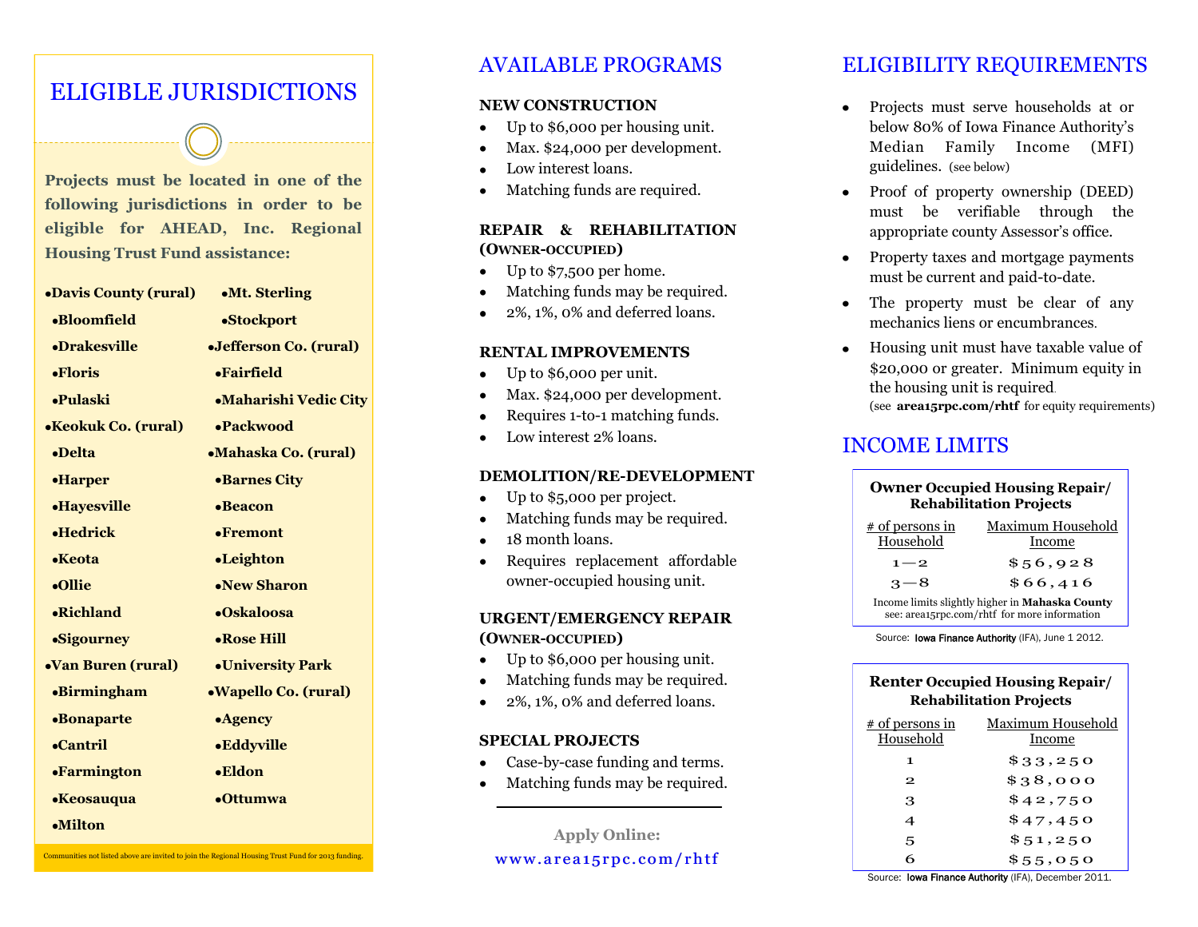# ELIGIBLE JURISDICTIONS

**Projects must be located in one of the following jurisdictions in order to be eligible for AHEAD, Inc. Regional Housing Trust Fund assistance:**

- **Davis County (rural)**
  - **Bloomfield**
  - **Drakesville**
  - **Floris**
  - **Pulaski**
- **Keokuk Co. (rural)**
  - **Delta**
  - **Harper**
  - **Hayesville**
  - **Hedrick**
  - **Keota**
  - **Ollie**
  - **Richland**
  - **Sigourney**
- **Van Buren (rural)**
  - **Birmingham**
  - **Bonaparte**
  - **Cantril**
  - **Farmington**
  - **Keosauqua**
  - **Milton**
  - **Mt. Sterling**
  - **Stockport**
- **Jefferson Co. (rural)**
  - **Fairfield**
  - **Maharishi Vedic City**
  - **Packwood**
- **Mahaska Co. (rural)**
  - **Barnes City**
  - **Beacon**
  - **Fremont**
  - **Leighton**
  - **New Sharon**
  - **Oskaloosa**
  - **Rose Hill**
  - **University Park**
- **Wapello Co. (rural)**
  - **Agency**
  - **Eddyville**
  - **Eldon**
  - **Ottumwa**

Communities not listed above are invited to join the Regional Housing Trust Fund for 2013 funding.

# AVAILABLE PROGRAMS

### NEW CONSTRUCTION

- Up to $6,000 per housing unit.
- Max. $24,000 per development.
- Low interest loans.
- Matching funds are required.

### REPAIR & REHABILITATION (OWNER-OCCUPIED)

- Up to $7,500 per home.
- Matching funds may be required.
- 2%, 1%, 0% and deferred loans.

### RENTAL IMPROVEMENTS

- Up to $6,000 per unit.
- Max. $24,000 per development.
- Requires 1-to-1 matching funds.
- Low interest 2% loans.

### DEMOLITION/RE-DEVELOPMENT

- Up to $5,000 per project.
- Matching funds may be required.
- 18 month loans.
- Requires replacement affordable owner-occupied housing unit.

### URGENT/EMERGENCY REPAIR (OWNER-OCCUPIED)

- Up to $6,000 per housing unit.
- Matching funds may be required.
- 2%, 1%, 0% and deferred loans.

### SPECIAL PROJECTS

- Case-by-case funding and terms.
- Matching funds may be required.

**Apply Online:**
www.area15rpc.com/rhtf

# ELIGIBILITY REQUIREMENTS

- Projects must serve households at or below 80% of Iowa Finance Authority's Median Family Income (MFI) guidelines. (see below)
- Proof of property ownership (DEED) must be verifiable through the appropriate county Assessor's office.
- Property taxes and mortgage payments must be current and paid-to-date.
- The property must be clear of any mechanics liens or encumbrances.
- Housing unit must have taxable value of $20,000 or greater. Minimum equity in the housing unit is required. (see **area15rpc.com/rhtf** for equity requirements)

# INCOME LIMITS

**Owner Occupied Housing Repair/ Rehabilitation Projects**

| # of persons in Household | Maximum Household Income |
|---|---|
| 1—2 | $56,928 |
| 3—8 | $66,416 |

Income limits slightly higher in **Mahaska County**
see: area15rpc.com/rhtf for more information

Source: Iowa Finance Authority (IFA), June 1 2012.

**Renter Occupied Housing Repair/ Rehabilitation Projects**

| # of persons in Household | Maximum Household Income |
|---|---|
| 1 | $33,250 |
| 2 | $38,000 |
| 3 | $42,750 |
| 4 | $47,450 |
| 5 | $51,250 |
| 6 | $55,050 |

Source: Iowa Finance Authority (IFA), December 2011.